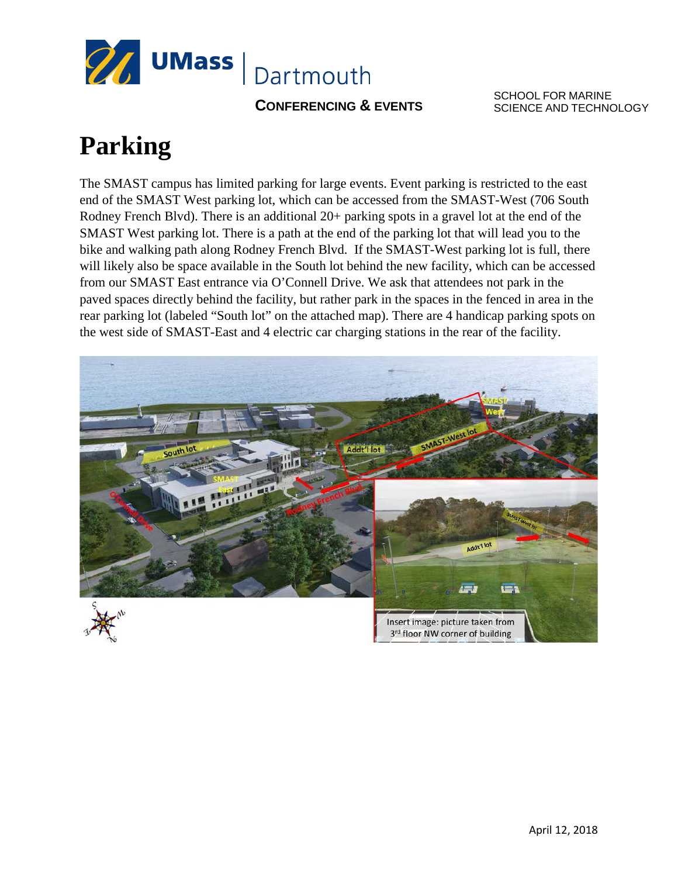CONFERENCING & EVENTS

SCHOOL FOR MARINE SCIENCE AND TECHNOLOGY

# Parking

The SMAST campus has limited parking for large events. Event parking is restricted to the east end of the SMAST West parking lot, which can be accessed from the SMAST-West (706 South Rodney French Blvd). There is an additional 20+ parking spots in a gravel lot at the end of the SMAST West parking lot. There is a path at the end of the parking lot that will lead you to the bike and walking path along Rodney French Blvd. If the SMAST-West parking lot is full, there will likely also be space available in the South lot behind the new facility, which can be accessed from our SMAST East entrance via O'Connell Drive. We ask that attendees not park in the paved spaces directly behind the facility, but rather park in the spaces in the fenced in area in the rear parking lot (labeled "South lot" on the attached map). There are 4 handicap parking spots on the west side of SMAST-East and 4 electric car charging stations in the rear of the facility.

Insert image: picture taken from 3rd floor NW corner of building

April 12, 2018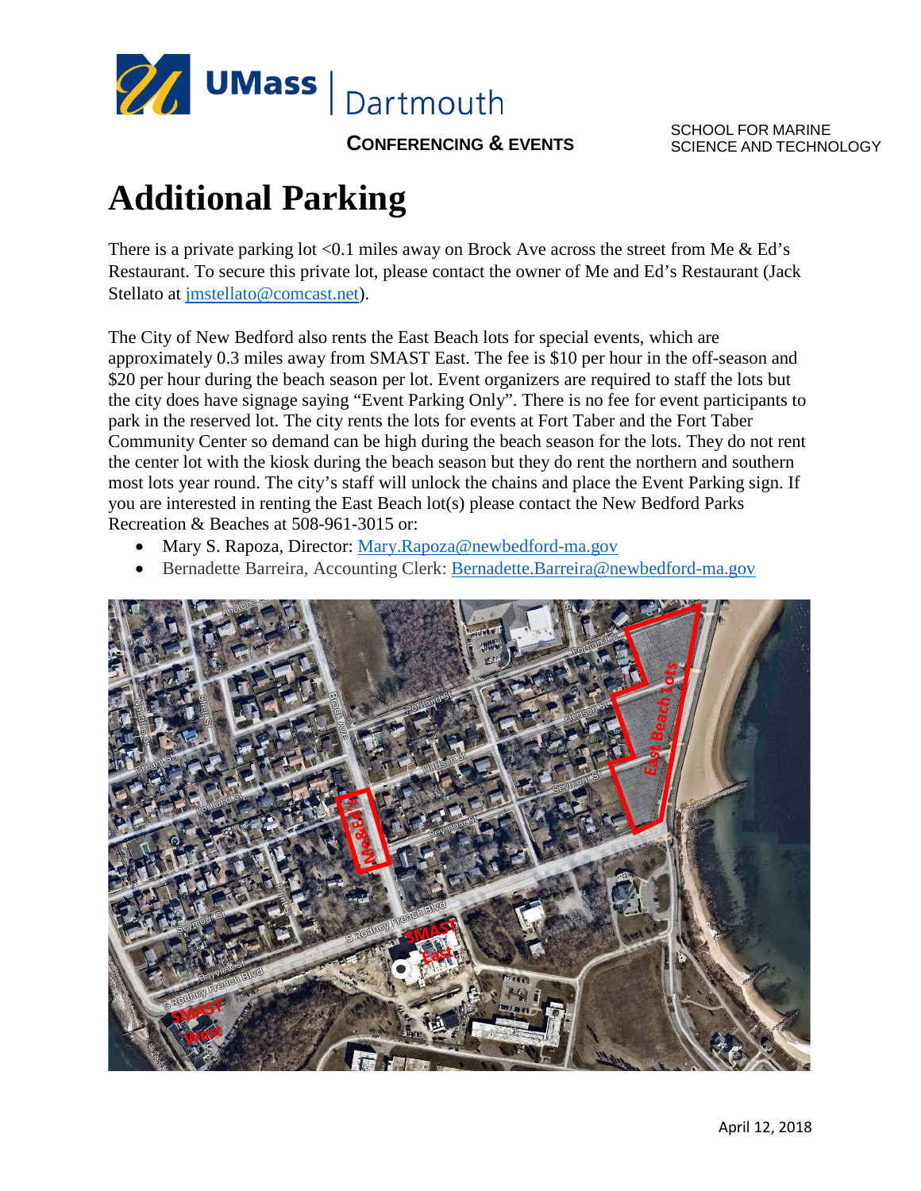UMass | Dartmouth

**CONFERENCING & EVENTS**

SCHOOL FOR MARINE SCIENCE AND TECHNOLOGY

# Additional Parking

There is a private parking lot <0.1 miles away on Brock Ave across the street from Me & Ed's Restaurant. To secure this private lot, please contact the owner of Me and Ed's Restaurant (Jack Stellato at jmstellato@comcast.net).

The City of New Bedford also rents the East Beach lots for special events, which are approximately 0.3 miles away from SMAST East. The fee is $10 per hour in the off-season and $20 per hour during the beach season per lot. Event organizers are required to staff the lots but the city does have signage saying "Event Parking Only". There is no fee for event participants to park in the reserved lot. The city rents the lots for events at Fort Taber and the Fort Taber Community Center so demand can be high during the beach season for the lots. They do not rent the center lot with the kiosk during the beach season but they do rent the northern and southern most lots year round. The city's staff will unlock the chains and place the Event Parking sign. If you are interested in renting the East Beach lot(s) please contact the New Bedford Parks Recreation & Beaches at 508-961-3015 or:

- Mary S. Rapoza, Director: Mary.Rapoza@newbedford-ma.gov
- Bernadette Barreira, Accounting Clerk: Bernadette.Barreira@newbedford-ma.gov

East Beach lots

Me&Ed's

SMAST East

SMAST West

April 12, 2018